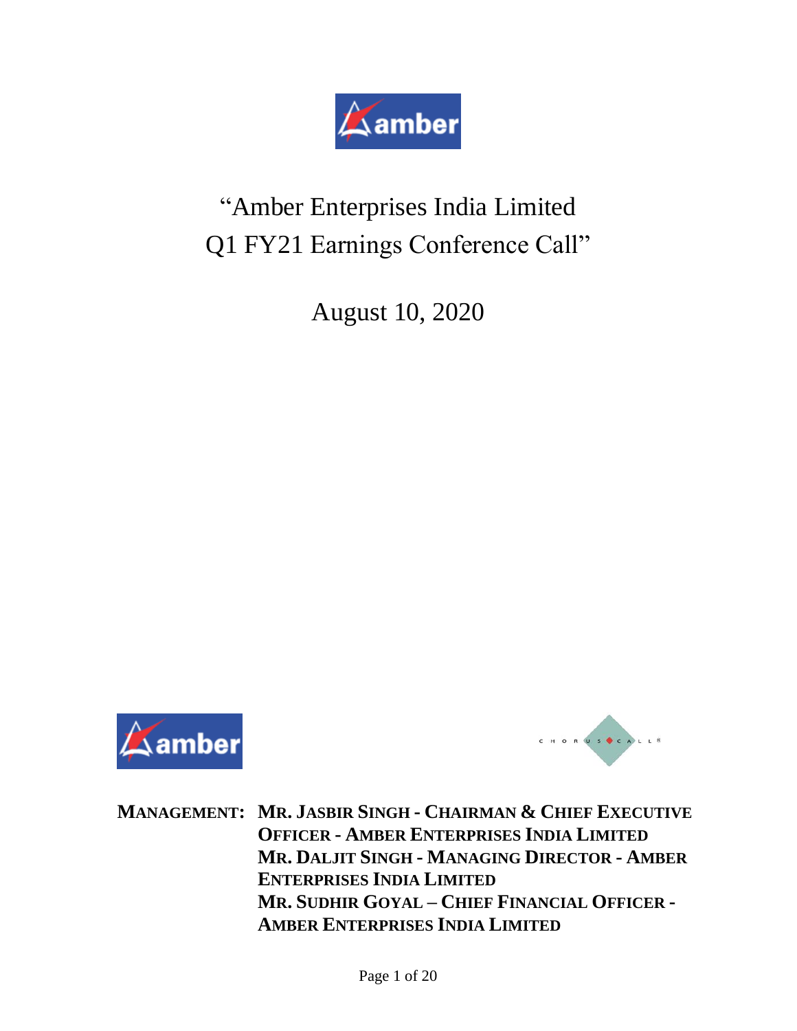# "Amber Enterprises India Limited Q1 FY21 Earnings Conference Call"

August 10, 2020

**MANAGEMENT:** **MR. JASBIR SINGH - CHAIRMAN & CHIEF EXECUTIVE OFFICER - AMBER ENTERPRISES INDIA LIMITED**
**MR. DALJIT SINGH - MANAGING DIRECTOR - AMBER ENTERPRISES INDIA LIMITED**
**MR. SUDHIR GOYAL – CHIEF FINANCIAL OFFICER - AMBER ENTERPRISES INDIA LIMITED**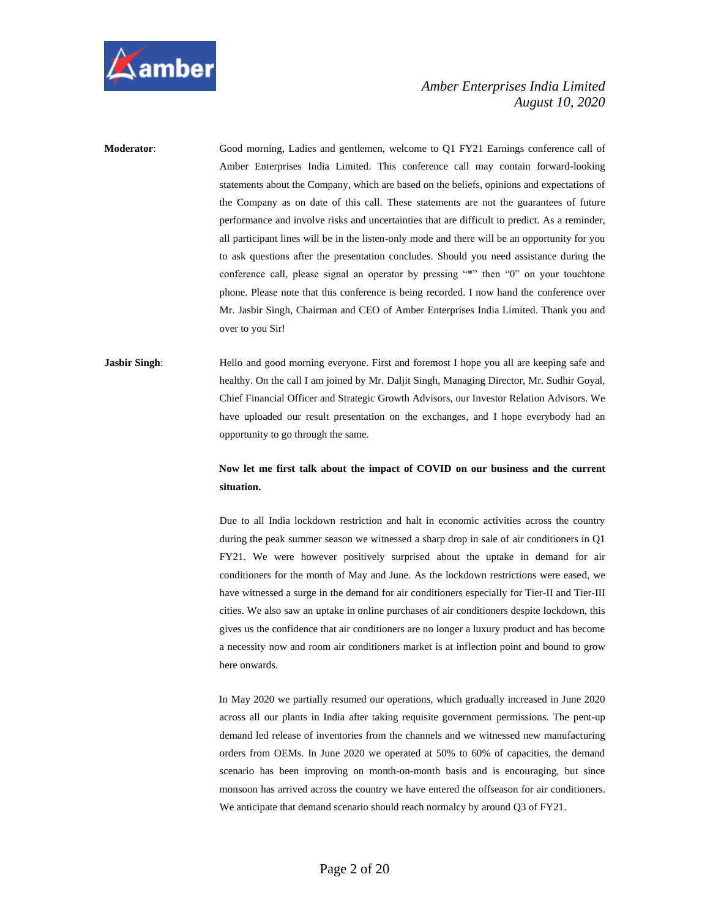**Moderator**: Good morning, Ladies and gentlemen, welcome to Q1 FY21 Earnings conference call of Amber Enterprises India Limited. This conference call may contain forward-looking statements about the Company, which are based on the beliefs, opinions and expectations of the Company as on date of this call. These statements are not the guarantees of future performance and involve risks and uncertainties that are difficult to predict. As a reminder, all participant lines will be in the listen-only mode and there will be an opportunity for you to ask questions after the presentation concludes. Should you need assistance during the conference call, please signal an operator by pressing "*" then "0" on your touchtone phone. Please note that this conference is being recorded. I now hand the conference over Mr. Jasbir Singh, Chairman and CEO of Amber Enterprises India Limited. Thank you and over to you Sir!

**Jasbir Singh**: Hello and good morning everyone. First and foremost I hope you all are keeping safe and healthy. On the call I am joined by Mr. Daljit Singh, Managing Director, Mr. Sudhir Goyal, Chief Financial Officer and Strategic Growth Advisors, our Investor Relation Advisors. We have uploaded our result presentation on the exchanges, and I hope everybody had an opportunity to go through the same.

**Now let me first talk about the impact of COVID on our business and the current situation.**

Due to all India lockdown restriction and halt in economic activities across the country during the peak summer season we witnessed a sharp drop in sale of air conditioners in Q1 FY21. We were however positively surprised about the uptake in demand for air conditioners for the month of May and June. As the lockdown restrictions were eased, we have witnessed a surge in the demand for air conditioners especially for Tier-II and Tier-III cities. We also saw an uptake in online purchases of air conditioners despite lockdown, this gives us the confidence that air conditioners are no longer a luxury product and has become a necessity now and room air conditioners market is at inflection point and bound to grow here onwards.

In May 2020 we partially resumed our operations, which gradually increased in June 2020 across all our plants in India after taking requisite government permissions. The pent-up demand led release of inventories from the channels and we witnessed new manufacturing orders from OEMs. In June 2020 we operated at 50% to 60% of capacities, the demand scenario has been improving on month-on-month basis and is encouraging, but since monsoon has arrived across the country we have entered the offseason for air conditioners. We anticipate that demand scenario should reach normalcy by around Q3 of FY21.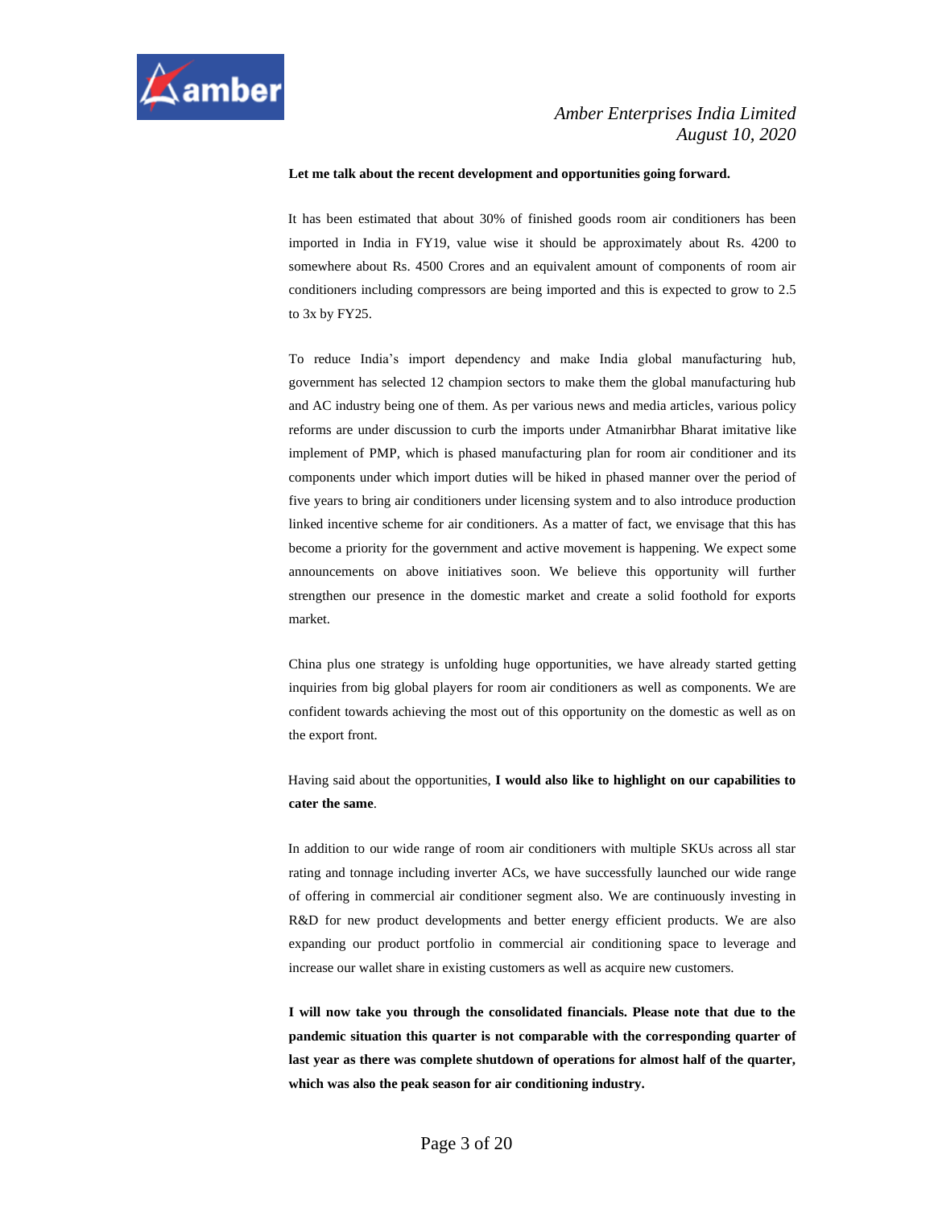**Let me talk about the recent development and opportunities going forward.**

It has been estimated that about 30% of finished goods room air conditioners has been imported in India in FY19, value wise it should be approximately about Rs. 4200 to somewhere about Rs. 4500 Crores and an equivalent amount of components of room air conditioners including compressors are being imported and this is expected to grow to 2.5 to 3x by FY25.

To reduce India's import dependency and make India global manufacturing hub, government has selected 12 champion sectors to make them the global manufacturing hub and AC industry being one of them. As per various news and media articles, various policy reforms are under discussion to curb the imports under Atmanirbhar Bharat imitative like implement of PMP, which is phased manufacturing plan for room air conditioner and its components under which import duties will be hiked in phased manner over the period of five years to bring air conditioners under licensing system and to also introduce production linked incentive scheme for air conditioners. As a matter of fact, we envisage that this has become a priority for the government and active movement is happening. We expect some announcements on above initiatives soon. We believe this opportunity will further strengthen our presence in the domestic market and create a solid foothold for exports market.

China plus one strategy is unfolding huge opportunities, we have already started getting inquiries from big global players for room air conditioners as well as components. We are confident towards achieving the most out of this opportunity on the domestic as well as on the export front.

Having said about the opportunities, **I would also like to highlight on our capabilities to cater the same**.

In addition to our wide range of room air conditioners with multiple SKUs across all star rating and tonnage including inverter ACs, we have successfully launched our wide range of offering in commercial air conditioner segment also. We are continuously investing in R&D for new product developments and better energy efficient products. We are also expanding our product portfolio in commercial air conditioning space to leverage and increase our wallet share in existing customers as well as acquire new customers.

**I will now take you through the consolidated financials. Please note that due to the pandemic situation this quarter is not comparable with the corresponding quarter of last year as there was complete shutdown of operations for almost half of the quarter, which was also the peak season for air conditioning industry.**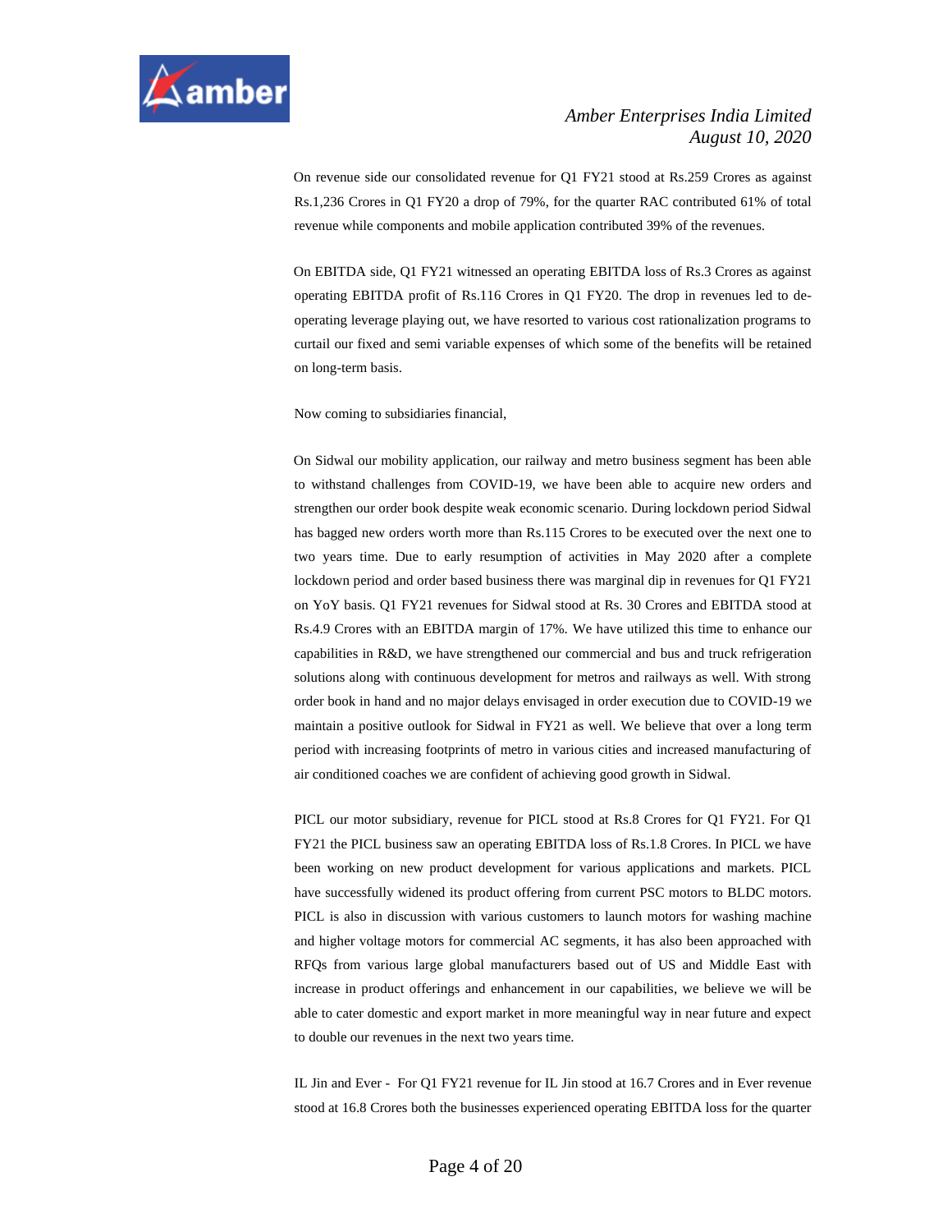On revenue side our consolidated revenue for Q1 FY21 stood at Rs.259 Crores as against Rs.1,236 Crores in Q1 FY20 a drop of 79%, for the quarter RAC contributed 61% of total revenue while components and mobile application contributed 39% of the revenues.

On EBITDA side, Q1 FY21 witnessed an operating EBITDA loss of Rs.3 Crores as against operating EBITDA profit of Rs.116 Crores in Q1 FY20. The drop in revenues led to de-operating leverage playing out, we have resorted to various cost rationalization programs to curtail our fixed and semi variable expenses of which some of the benefits will be retained on long-term basis.

Now coming to subsidiaries financial,

On Sidwal our mobility application, our railway and metro business segment has been able to withstand challenges from COVID-19, we have been able to acquire new orders and strengthen our order book despite weak economic scenario. During lockdown period Sidwal has bagged new orders worth more than Rs.115 Crores to be executed over the next one to two years time. Due to early resumption of activities in May 2020 after a complete lockdown period and order based business there was marginal dip in revenues for Q1 FY21 on YoY basis. Q1 FY21 revenues for Sidwal stood at Rs. 30 Crores and EBITDA stood at Rs.4.9 Crores with an EBITDA margin of 17%. We have utilized this time to enhance our capabilities in R&D, we have strengthened our commercial and bus and truck refrigeration solutions along with continuous development for metros and railways as well. With strong order book in hand and no major delays envisaged in order execution due to COVID-19 we maintain a positive outlook for Sidwal in FY21 as well. We believe that over a long term period with increasing footprints of metro in various cities and increased manufacturing of air conditioned coaches we are confident of achieving good growth in Sidwal.

PICL our motor subsidiary, revenue for PICL stood at Rs.8 Crores for Q1 FY21. For Q1 FY21 the PICL business saw an operating EBITDA loss of Rs.1.8 Crores. In PICL we have been working on new product development for various applications and markets. PICL have successfully widened its product offering from current PSC motors to BLDC motors. PICL is also in discussion with various customers to launch motors for washing machine and higher voltage motors for commercial AC segments, it has also been approached with RFQs from various large global manufacturers based out of US and Middle East with increase in product offerings and enhancement in our capabilities, we believe we will be able to cater domestic and export market in more meaningful way in near future and expect to double our revenues in the next two years time.

IL Jin and Ever - For Q1 FY21 revenue for IL Jin stood at 16.7 Crores and in Ever revenue stood at 16.8 Crores both the businesses experienced operating EBITDA loss for the quarter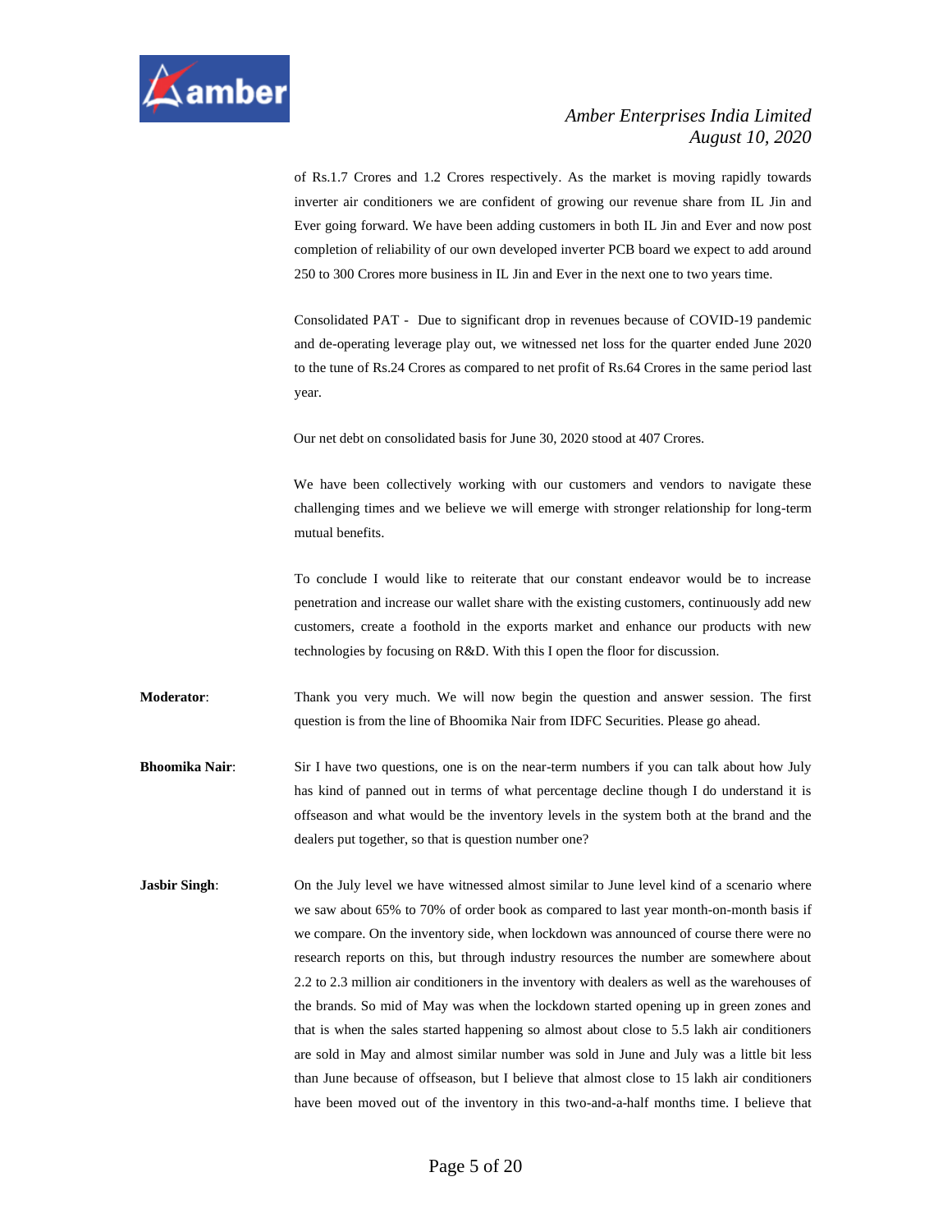of Rs.1.7 Crores and 1.2 Crores respectively. As the market is moving rapidly towards inverter air conditioners we are confident of growing our revenue share from IL Jin and Ever going forward. We have been adding customers in both IL Jin and Ever and now post completion of reliability of our own developed inverter PCB board we expect to add around 250 to 300 Crores more business in IL Jin and Ever in the next one to two years time.

Consolidated PAT - Due to significant drop in revenues because of COVID-19 pandemic and de-operating leverage play out, we witnessed net loss for the quarter ended June 2020 to the tune of Rs.24 Crores as compared to net profit of Rs.64 Crores in the same period last year.

Our net debt on consolidated basis for June 30, 2020 stood at 407 Crores.

We have been collectively working with our customers and vendors to navigate these challenging times and we believe we will emerge with stronger relationship for long-term mutual benefits.

To conclude I would like to reiterate that our constant endeavor would be to increase penetration and increase our wallet share with the existing customers, continuously add new customers, create a foothold in the exports market and enhance our products with new technologies by focusing on R&D. With this I open the floor for discussion.

**Moderator**: Thank you very much. We will now begin the question and answer session. The first question is from the line of Bhoomika Nair from IDFC Securities. Please go ahead.

**Bhoomika Nair**: Sir I have two questions, one is on the near-term numbers if you can talk about how July has kind of panned out in terms of what percentage decline though I do understand it is offseason and what would be the inventory levels in the system both at the brand and the dealers put together, so that is question number one?

**Jasbir Singh**: On the July level we have witnessed almost similar to June level kind of a scenario where we saw about 65% to 70% of order book as compared to last year month-on-month basis if we compare. On the inventory side, when lockdown was announced of course there were no research reports on this, but through industry resources the number are somewhere about 2.2 to 2.3 million air conditioners in the inventory with dealers as well as the warehouses of the brands. So mid of May was when the lockdown started opening up in green zones and that is when the sales started happening so almost about close to 5.5 lakh air conditioners are sold in May and almost similar number was sold in June and July was a little bit less than June because of offseason, but I believe that almost close to 15 lakh air conditioners have been moved out of the inventory in this two-and-a-half months time. I believe that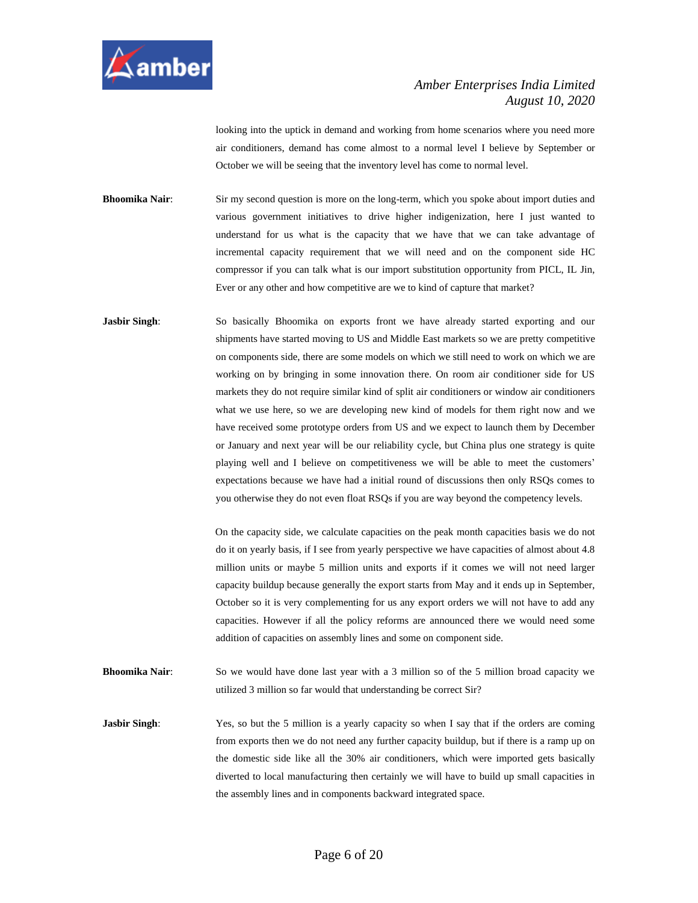looking into the uptick in demand and working from home scenarios where you need more air conditioners, demand has come almost to a normal level I believe by September or October we will be seeing that the inventory level has come to normal level.

**Bhoomika Nair**: Sir my second question is more on the long-term, which you spoke about import duties and various government initiatives to drive higher indigenization, here I just wanted to understand for us what is the capacity that we have that we can take advantage of incremental capacity requirement that we will need and on the component side HC compressor if you can talk what is our import substitution opportunity from PICL, IL Jin, Ever or any other and how competitive are we to kind of capture that market?

**Jasbir Singh**: So basically Bhoomika on exports front we have already started exporting and our shipments have started moving to US and Middle East markets so we are pretty competitive on components side, there are some models on which we still need to work on which we are working on by bringing in some innovation there. On room air conditioner side for US markets they do not require similar kind of split air conditioners or window air conditioners what we use here, so we are developing new kind of models for them right now and we have received some prototype orders from US and we expect to launch them by December or January and next year will be our reliability cycle, but China plus one strategy is quite playing well and I believe on competitiveness we will be able to meet the customers' expectations because we have had a initial round of discussions then only RSQs comes to you otherwise they do not even float RSQs if you are way beyond the competency levels.

On the capacity side, we calculate capacities on the peak month capacities basis we do not do it on yearly basis, if I see from yearly perspective we have capacities of almost about 4.8 million units or maybe 5 million units and exports if it comes we will not need larger capacity buildup because generally the export starts from May and it ends up in September, October so it is very complementing for us any export orders we will not have to add any capacities. However if all the policy reforms are announced there we would need some addition of capacities on assembly lines and some on component side.

**Bhoomika Nair**: So we would have done last year with a 3 million so of the 5 million broad capacity we utilized 3 million so far would that understanding be correct Sir?

**Jasbir Singh**: Yes, so but the 5 million is a yearly capacity so when I say that if the orders are coming from exports then we do not need any further capacity buildup, but if there is a ramp up on the domestic side like all the 30% air conditioners, which were imported gets basically diverted to local manufacturing then certainly we will have to build up small capacities in the assembly lines and in components backward integrated space.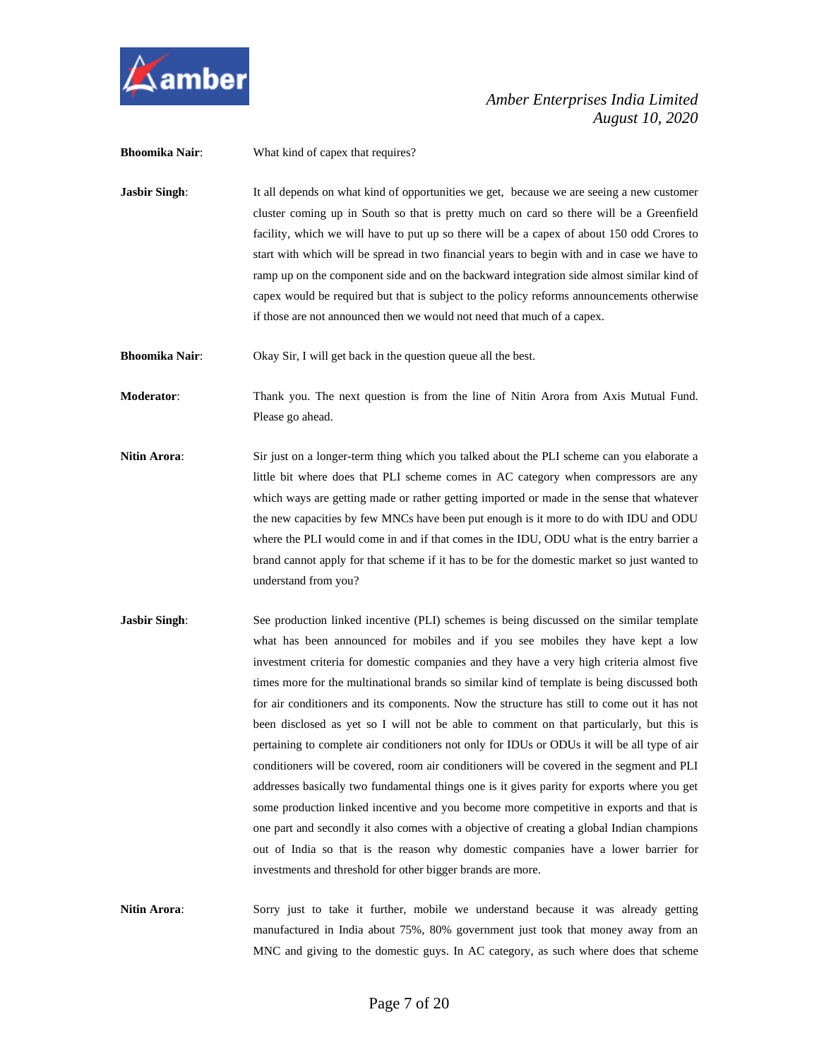**Bhoomika Nair**: What kind of capex that requires?

**Jasbir Singh**: It all depends on what kind of opportunities we get, because we are seeing a new customer cluster coming up in South so that is pretty much on card so there will be a Greenfield facility, which we will have to put up so there will be a capex of about 150 odd Crores to start with which will be spread in two financial years to begin with and in case we have to ramp up on the component side and on the backward integration side almost similar kind of capex would be required but that is subject to the policy reforms announcements otherwise if those are not announced then we would not need that much of a capex.

**Bhoomika Nair**: Okay Sir, I will get back in the question queue all the best.

**Moderator**: Thank you. The next question is from the line of Nitin Arora from Axis Mutual Fund. Please go ahead.

**Nitin Arora**: Sir just on a longer-term thing which you talked about the PLI scheme can you elaborate a little bit where does that PLI scheme comes in AC category when compressors are any which ways are getting made or rather getting imported or made in the sense that whatever the new capacities by few MNCs have been put enough is it more to do with IDU and ODU where the PLI would come in and if that comes in the IDU, ODU what is the entry barrier a brand cannot apply for that scheme if it has to be for the domestic market so just wanted to understand from you?

**Jasbir Singh**: See production linked incentive (PLI) schemes is being discussed on the similar template what has been announced for mobiles and if you see mobiles they have kept a low investment criteria for domestic companies and they have a very high criteria almost five times more for the multinational brands so similar kind of template is being discussed both for air conditioners and its components. Now the structure has still to come out it has not been disclosed as yet so I will not be able to comment on that particularly, but this is pertaining to complete air conditioners not only for IDUs or ODUs it will be all type of air conditioners will be covered, room air conditioners will be covered in the segment and PLI addresses basically two fundamental things one is it gives parity for exports where you get some production linked incentive and you become more competitive in exports and that is one part and secondly it also comes with a objective of creating a global Indian champions out of India so that is the reason why domestic companies have a lower barrier for investments and threshold for other bigger brands are more.

**Nitin Arora**: Sorry just to take it further, mobile we understand because it was already getting manufactured in India about 75%, 80% government just took that money away from an MNC and giving to the domestic guys. In AC category, as such where does that scheme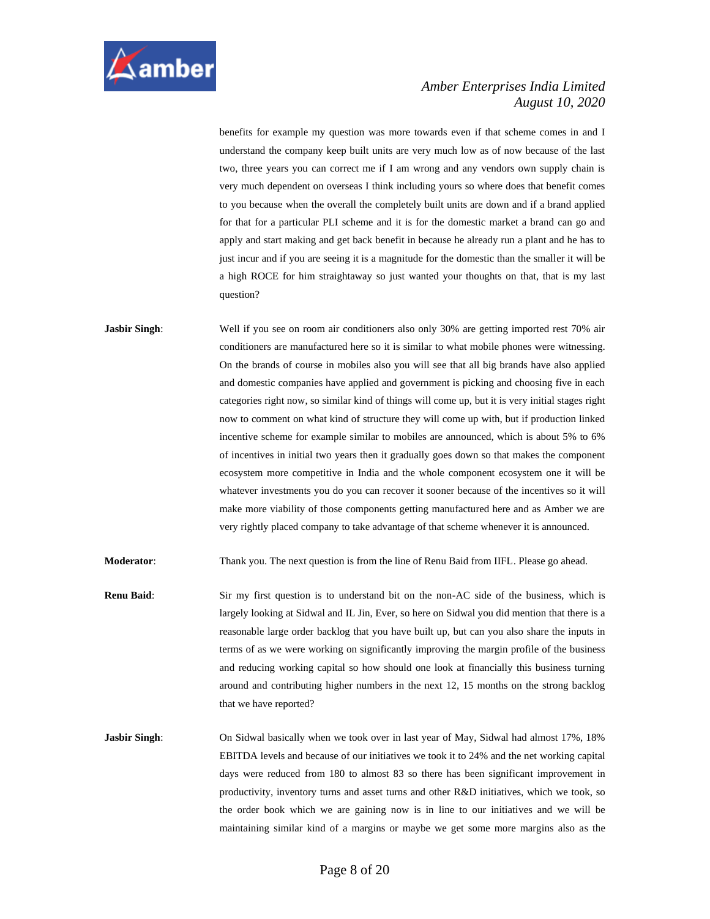benefits for example my question was more towards even if that scheme comes in and I understand the company keep built units are very much low as of now because of the last two, three years you can correct me if I am wrong and any vendors own supply chain is very much dependent on overseas I think including yours so where does that benefit comes to you because when the overall the completely built units are down and if a brand applied for that for a particular PLI scheme and it is for the domestic market a brand can go and apply and start making and get back benefit in because he already run a plant and he has to just incur and if you are seeing it is a magnitude for the domestic than the smaller it will be a high ROCE for him straightaway so just wanted your thoughts on that, that is my last question?

**Jasbir Singh**: Well if you see on room air conditioners also only 30% are getting imported rest 70% air conditioners are manufactured here so it is similar to what mobile phones were witnessing. On the brands of course in mobiles also you will see that all big brands have also applied and domestic companies have applied and government is picking and choosing five in each categories right now, so similar kind of things will come up, but it is very initial stages right now to comment on what kind of structure they will come up with, but if production linked incentive scheme for example similar to mobiles are announced, which is about 5% to 6% of incentives in initial two years then it gradually goes down so that makes the component ecosystem more competitive in India and the whole component ecosystem one it will be whatever investments you do you can recover it sooner because of the incentives so it will make more viability of those components getting manufactured here and as Amber we are very rightly placed company to take advantage of that scheme whenever it is announced.

**Moderator**: Thank you. The next question is from the line of Renu Baid from IIFL. Please go ahead.

**Renu Baid**: Sir my first question is to understand bit on the non-AC side of the business, which is largely looking at Sidwal and IL Jin, Ever, so here on Sidwal you did mention that there is a reasonable large order backlog that you have built up, but can you also share the inputs in terms of as we were working on significantly improving the margin profile of the business and reducing working capital so how should one look at financially this business turning around and contributing higher numbers in the next 12, 15 months on the strong backlog that we have reported?

**Jasbir Singh**: On Sidwal basically when we took over in last year of May, Sidwal had almost 17%, 18% EBITDA levels and because of our initiatives we took it to 24% and the net working capital days were reduced from 180 to almost 83 so there has been significant improvement in productivity, inventory turns and asset turns and other R&D initiatives, which we took, so the order book which we are gaining now is in line to our initiatives and we will be maintaining similar kind of a margins or maybe we get some more margins also as the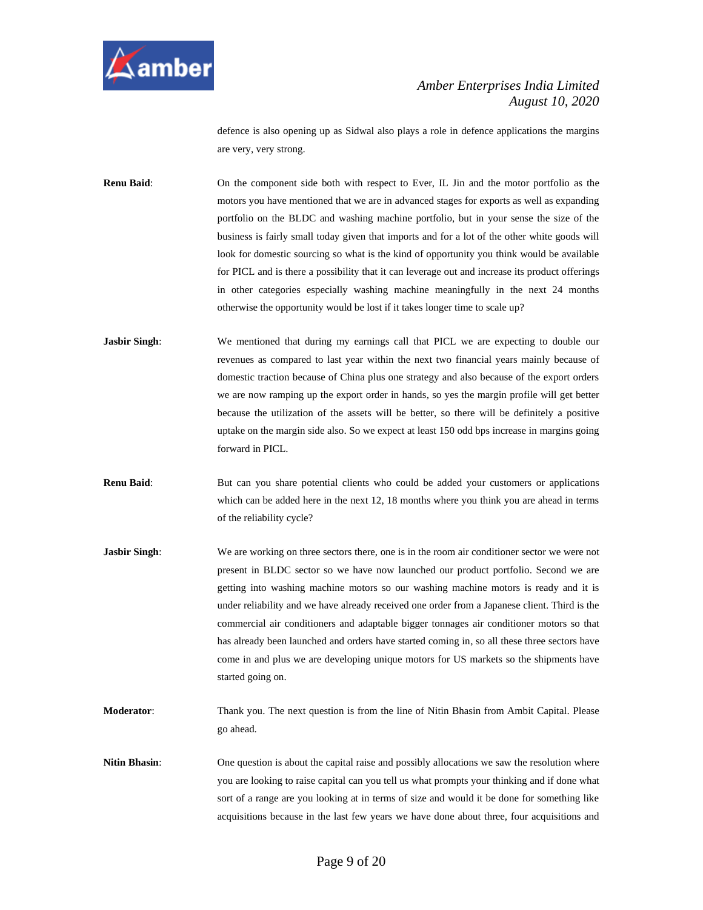defence is also opening up as Sidwal also plays a role in defence applications the margins are very, very strong.

**Renu Baid**: On the component side both with respect to Ever, IL Jin and the motor portfolio as the motors you have mentioned that we are in advanced stages for exports as well as expanding portfolio on the BLDC and washing machine portfolio, but in your sense the size of the business is fairly small today given that imports and for a lot of the other white goods will look for domestic sourcing so what is the kind of opportunity you think would be available for PICL and is there a possibility that it can leverage out and increase its product offerings in other categories especially washing machine meaningfully in the next 24 months otherwise the opportunity would be lost if it takes longer time to scale up?

**Jasbir Singh**: We mentioned that during my earnings call that PICL we are expecting to double our revenues as compared to last year within the next two financial years mainly because of domestic traction because of China plus one strategy and also because of the export orders we are now ramping up the export order in hands, so yes the margin profile will get better because the utilization of the assets will be better, so there will be definitely a positive uptake on the margin side also. So we expect at least 150 odd bps increase in margins going forward in PICL.

**Renu Baid**: But can you share potential clients who could be added your customers or applications which can be added here in the next 12, 18 months where you think you are ahead in terms of the reliability cycle?

**Jasbir Singh**: We are working on three sectors there, one is in the room air conditioner sector we were not present in BLDC sector so we have now launched our product portfolio. Second we are getting into washing machine motors so our washing machine motors is ready and it is under reliability and we have already received one order from a Japanese client. Third is the commercial air conditioners and adaptable bigger tonnages air conditioner motors so that has already been launched and orders have started coming in, so all these three sectors have come in and plus we are developing unique motors for US markets so the shipments have started going on.

**Moderator**: Thank you. The next question is from the line of Nitin Bhasin from Ambit Capital. Please go ahead.

**Nitin Bhasin**: One question is about the capital raise and possibly allocations we saw the resolution where you are looking to raise capital can you tell us what prompts your thinking and if done what sort of a range are you looking at in terms of size and would it be done for something like acquisitions because in the last few years we have done about three, four acquisitions and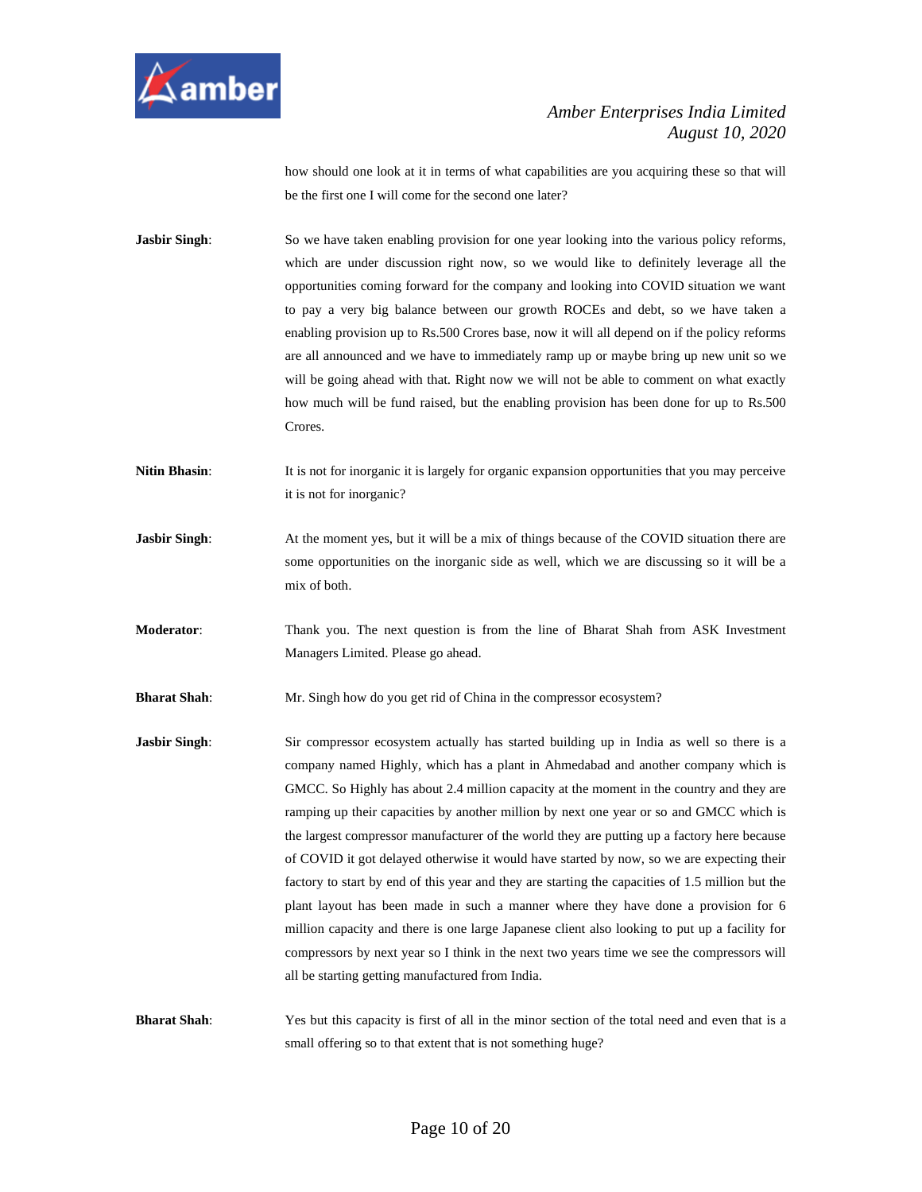how should one look at it in terms of what capabilities are you acquiring these so that will be the first one I will come for the second one later?

**Jasbir Singh**: So we have taken enabling provision for one year looking into the various policy reforms, which are under discussion right now, so we would like to definitely leverage all the opportunities coming forward for the company and looking into COVID situation we want to pay a very big balance between our growth ROCEs and debt, so we have taken a enabling provision up to Rs.500 Crores base, now it will all depend on if the policy reforms are all announced and we have to immediately ramp up or maybe bring up new unit so we will be going ahead with that. Right now we will not be able to comment on what exactly how much will be fund raised, but the enabling provision has been done for up to Rs.500 Crores.

**Nitin Bhasin**: It is not for inorganic it is largely for organic expansion opportunities that you may perceive it is not for inorganic?

**Jasbir Singh**: At the moment yes, but it will be a mix of things because of the COVID situation there are some opportunities on the inorganic side as well, which we are discussing so it will be a mix of both.

**Moderator**: Thank you. The next question is from the line of Bharat Shah from ASK Investment Managers Limited. Please go ahead.

**Bharat Shah**: Mr. Singh how do you get rid of China in the compressor ecosystem?

**Jasbir Singh**: Sir compressor ecosystem actually has started building up in India as well so there is a company named Highly, which has a plant in Ahmedabad and another company which is GMCC. So Highly has about 2.4 million capacity at the moment in the country and they are ramping up their capacities by another million by next one year or so and GMCC which is the largest compressor manufacturer of the world they are putting up a factory here because of COVID it got delayed otherwise it would have started by now, so we are expecting their factory to start by end of this year and they are starting the capacities of 1.5 million but the plant layout has been made in such a manner where they have done a provision for 6 million capacity and there is one large Japanese client also looking to put up a facility for compressors by next year so I think in the next two years time we see the compressors will all be starting getting manufactured from India.

**Bharat Shah**: Yes but this capacity is first of all in the minor section of the total need and even that is a small offering so to that extent that is not something huge?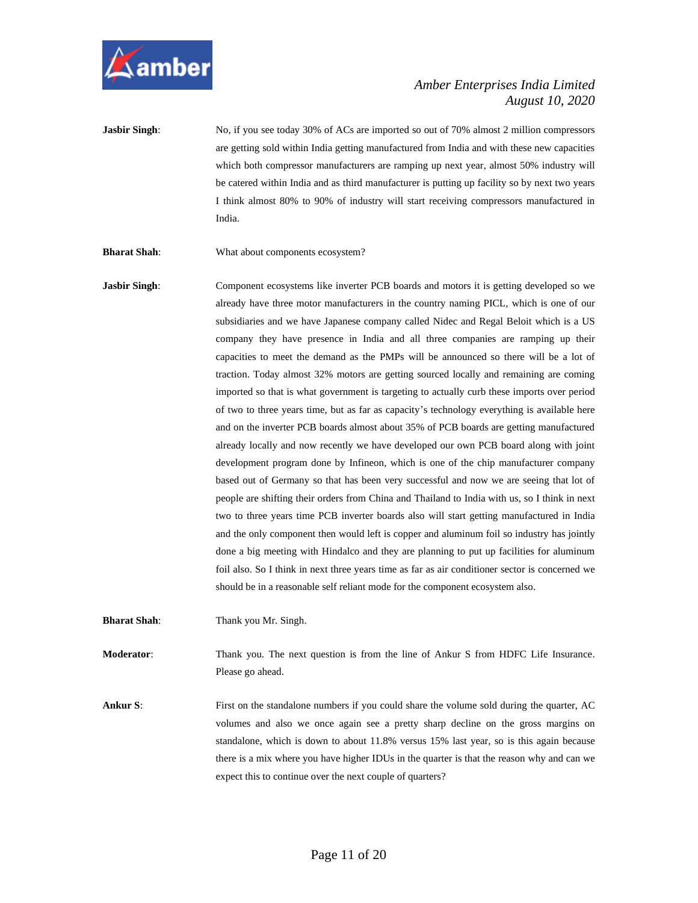**Jasbir Singh**: No, if you see today 30% of ACs are imported so out of 70% almost 2 million compressors are getting sold within India getting manufactured from India and with these new capacities which both compressor manufacturers are ramping up next year, almost 50% industry will be catered within India and as third manufacturer is putting up facility so by next two years I think almost 80% to 90% of industry will start receiving compressors manufactured in India.

**Bharat Shah**: What about components ecosystem?

**Jasbir Singh**: Component ecosystems like inverter PCB boards and motors it is getting developed so we already have three motor manufacturers in the country naming PICL, which is one of our subsidiaries and we have Japanese company called Nidec and Regal Beloit which is a US company they have presence in India and all three companies are ramping up their capacities to meet the demand as the PMPs will be announced so there will be a lot of traction. Today almost 32% motors are getting sourced locally and remaining are coming imported so that is what government is targeting to actually curb these imports over period of two to three years time, but as far as capacity's technology everything is available here and on the inverter PCB boards almost about 35% of PCB boards are getting manufactured already locally and now recently we have developed our own PCB board along with joint development program done by Infineon, which is one of the chip manufacturer company based out of Germany so that has been very successful and now we are seeing that lot of people are shifting their orders from China and Thailand to India with us, so I think in next two to three years time PCB inverter boards also will start getting manufactured in India and the only component then would left is copper and aluminum foil so industry has jointly done a big meeting with Hindalco and they are planning to put up facilities for aluminum foil also. So I think in next three years time as far as air conditioner sector is concerned we should be in a reasonable self reliant mode for the component ecosystem also.

**Bharat Shah**: Thank you Mr. Singh.

**Moderator**: Thank you. The next question is from the line of Ankur S from HDFC Life Insurance. Please go ahead.

**Ankur S**: First on the standalone numbers if you could share the volume sold during the quarter, AC volumes and also we once again see a pretty sharp decline on the gross margins on standalone, which is down to about 11.8% versus 15% last year, so is this again because there is a mix where you have higher IDUs in the quarter is that the reason why and can we expect this to continue over the next couple of quarters?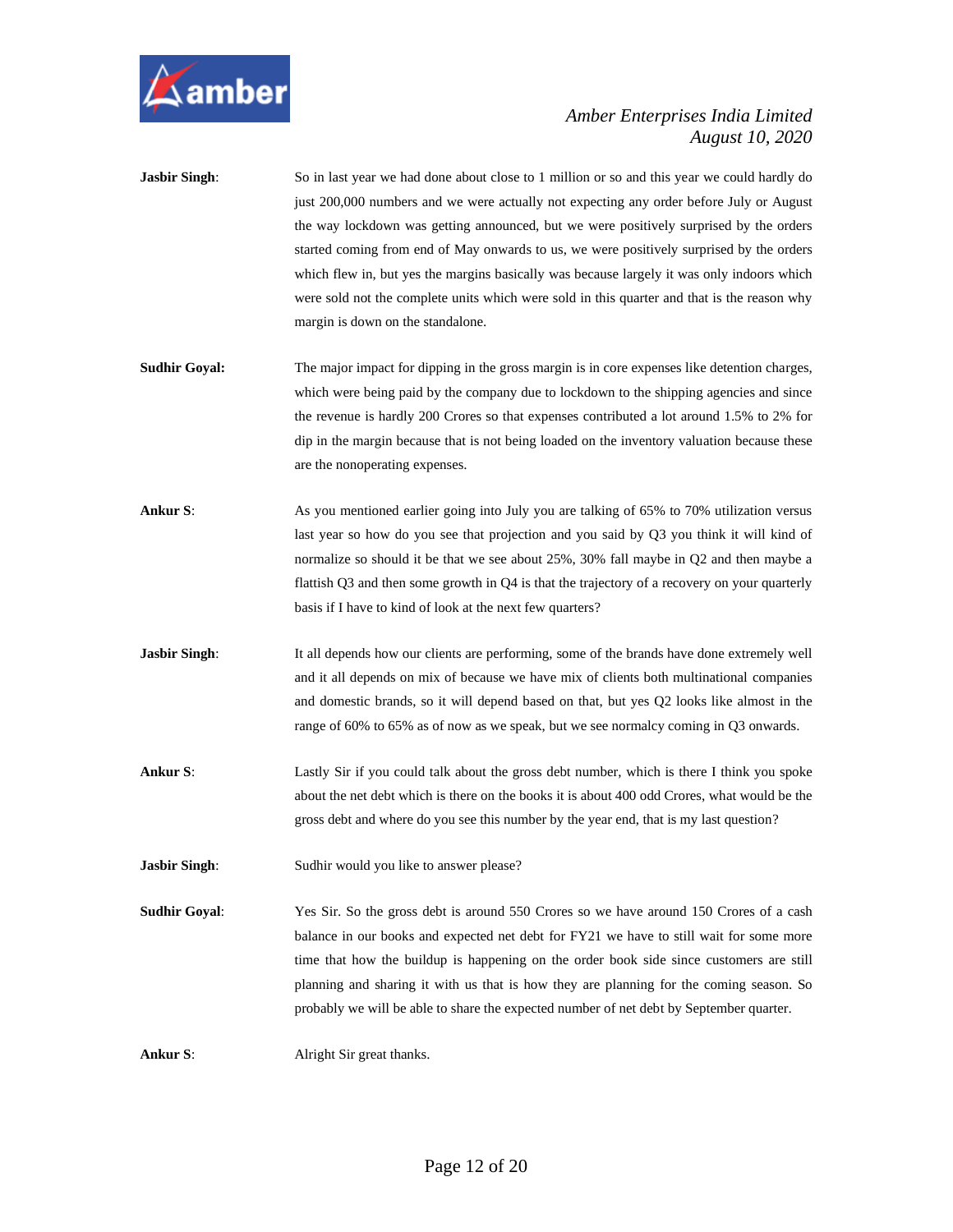**Jasbir Singh**: So in last year we had done about close to 1 million or so and this year we could hardly do just 200,000 numbers and we were actually not expecting any order before July or August the way lockdown was getting announced, but we were positively surprised by the orders started coming from end of May onwards to us, we were positively surprised by the orders which flew in, but yes the margins basically was because largely it was only indoors which were sold not the complete units which were sold in this quarter and that is the reason why margin is down on the standalone.

**Sudhir Goyal:** The major impact for dipping in the gross margin is in core expenses like detention charges, which were being paid by the company due to lockdown to the shipping agencies and since the revenue is hardly 200 Crores so that expenses contributed a lot around 1.5% to 2% for dip in the margin because that is not being loaded on the inventory valuation because these are the nonoperating expenses.

**Ankur S**: As you mentioned earlier going into July you are talking of 65% to 70% utilization versus last year so how do you see that projection and you said by Q3 you think it will kind of normalize so should it be that we see about 25%, 30% fall maybe in Q2 and then maybe a flattish Q3 and then some growth in Q4 is that the trajectory of a recovery on your quarterly basis if I have to kind of look at the next few quarters?

**Jasbir Singh**: It all depends how our clients are performing, some of the brands have done extremely well and it all depends on mix of because we have mix of clients both multinational companies and domestic brands, so it will depend based on that, but yes Q2 looks like almost in the range of 60% to 65% as of now as we speak, but we see normalcy coming in Q3 onwards.

**Ankur S**: Lastly Sir if you could talk about the gross debt number, which is there I think you spoke about the net debt which is there on the books it is about 400 odd Crores, what would be the gross debt and where do you see this number by the year end, that is my last question?

**Jasbir Singh**: Sudhir would you like to answer please?

**Sudhir Goyal**: Yes Sir. So the gross debt is around 550 Crores so we have around 150 Crores of a cash balance in our books and expected net debt for FY21 we have to still wait for some more time that how the buildup is happening on the order book side since customers are still planning and sharing it with us that is how they are planning for the coming season. So probably we will be able to share the expected number of net debt by September quarter.

**Ankur S**: Alright Sir great thanks.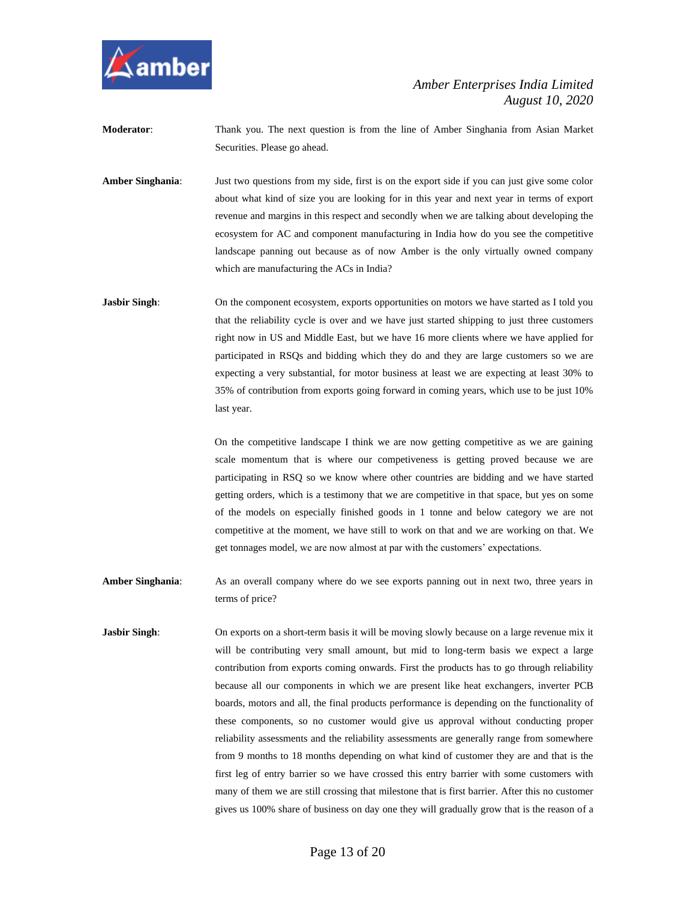**Moderator**: Thank you. The next question is from the line of Amber Singhania from Asian Market Securities. Please go ahead.

**Amber Singhania**: Just two questions from my side, first is on the export side if you can just give some color about what kind of size you are looking for in this year and next year in terms of export revenue and margins in this respect and secondly when we are talking about developing the ecosystem for AC and component manufacturing in India how do you see the competitive landscape panning out because as of now Amber is the only virtually owned company which are manufacturing the ACs in India?

**Jasbir Singh**: On the component ecosystem, exports opportunities on motors we have started as I told you that the reliability cycle is over and we have just started shipping to just three customers right now in US and Middle East, but we have 16 more clients where we have applied for participated in RSQs and bidding which they do and they are large customers so we are expecting a very substantial, for motor business at least we are expecting at least 30% to 35% of contribution from exports going forward in coming years, which use to be just 10% last year.

On the competitive landscape I think we are now getting competitive as we are gaining scale momentum that is where our competiveness is getting proved because we are participating in RSQ so we know where other countries are bidding and we have started getting orders, which is a testimony that we are competitive in that space, but yes on some of the models on especially finished goods in 1 tonne and below category we are not competitive at the moment, we have still to work on that and we are working on that. We get tonnages model, we are now almost at par with the customers' expectations.

**Amber Singhania**: As an overall company where do we see exports panning out in next two, three years in terms of price?

**Jasbir Singh**: On exports on a short-term basis it will be moving slowly because on a large revenue mix it will be contributing very small amount, but mid to long-term basis we expect a large contribution from exports coming onwards. First the products has to go through reliability because all our components in which we are present like heat exchangers, inverter PCB boards, motors and all, the final products performance is depending on the functionality of these components, so no customer would give us approval without conducting proper reliability assessments and the reliability assessments are generally range from somewhere from 9 months to 18 months depending on what kind of customer they are and that is the first leg of entry barrier so we have crossed this entry barrier with some customers with many of them we are still crossing that milestone that is first barrier. After this no customer gives us 100% share of business on day one they will gradually grow that is the reason of a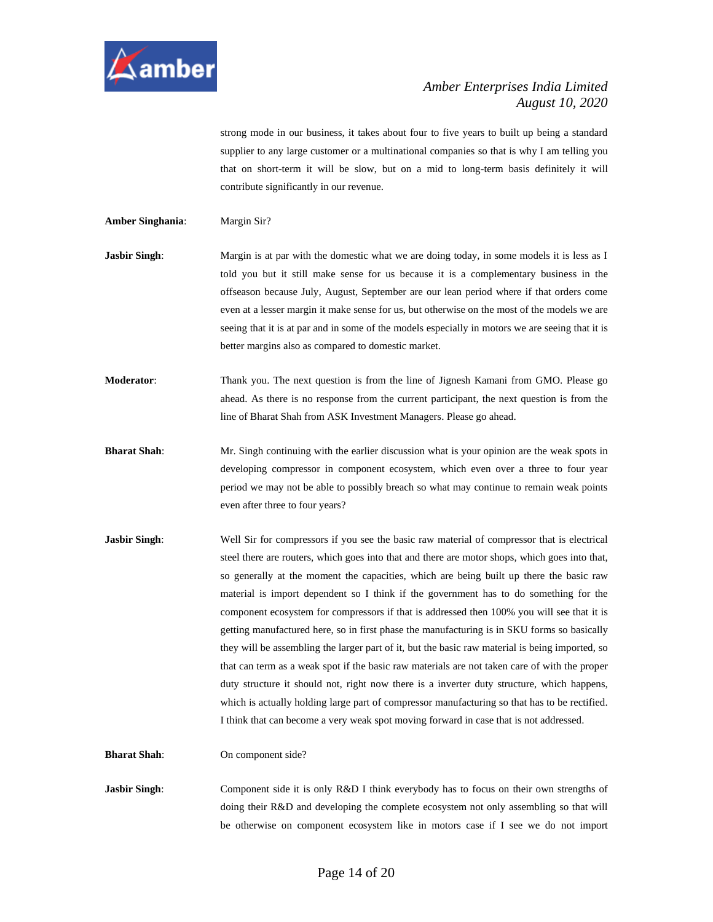strong mode in our business, it takes about four to five years to built up being a standard supplier to any large customer or a multinational companies so that is why I am telling you that on short-term it will be slow, but on a mid to long-term basis definitely it will contribute significantly in our revenue.

**Amber Singhania**: Margin Sir?

**Jasbir Singh**: Margin is at par with the domestic what we are doing today, in some models it is less as I told you but it still make sense for us because it is a complementary business in the offseason because July, August, September are our lean period where if that orders come even at a lesser margin it make sense for us, but otherwise on the most of the models we are seeing that it is at par and in some of the models especially in motors we are seeing that it is better margins also as compared to domestic market.

**Moderator**: Thank you. The next question is from the line of Jignesh Kamani from GMO. Please go ahead. As there is no response from the current participant, the next question is from the line of Bharat Shah from ASK Investment Managers. Please go ahead.

**Bharat Shah**: Mr. Singh continuing with the earlier discussion what is your opinion are the weak spots in developing compressor in component ecosystem, which even over a three to four year period we may not be able to possibly breach so what may continue to remain weak points even after three to four years?

**Jasbir Singh**: Well Sir for compressors if you see the basic raw material of compressor that is electrical steel there are routers, which goes into that and there are motor shops, which goes into that, so generally at the moment the capacities, which are being built up there the basic raw material is import dependent so I think if the government has to do something for the component ecosystem for compressors if that is addressed then 100% you will see that it is getting manufactured here, so in first phase the manufacturing is in SKU forms so basically they will be assembling the larger part of it, but the basic raw material is being imported, so that can term as a weak spot if the basic raw materials are not taken care of with the proper duty structure it should not, right now there is a inverter duty structure, which happens, which is actually holding large part of compressor manufacturing so that has to be rectified. I think that can become a very weak spot moving forward in case that is not addressed.

**Bharat Shah**: On component side?

**Jasbir Singh**: Component side it is only R&D I think everybody has to focus on their own strengths of doing their R&D and developing the complete ecosystem not only assembling so that will be otherwise on component ecosystem like in motors case if I see we do not import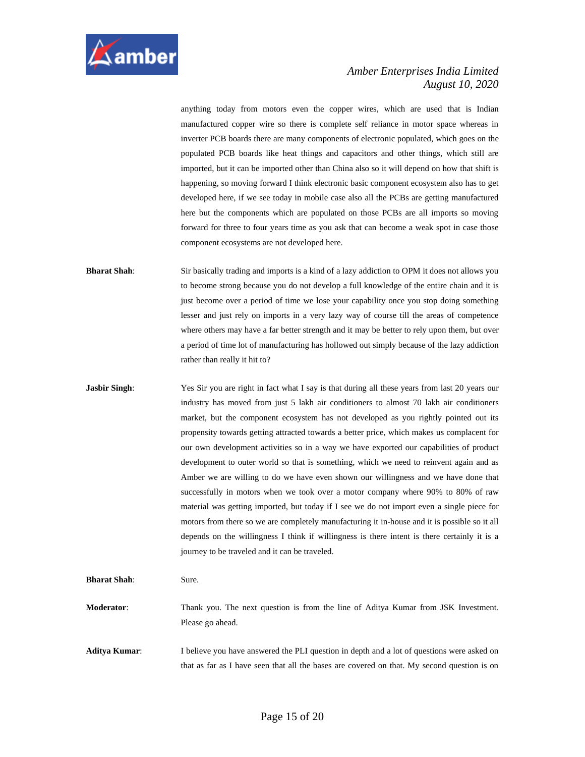anything today from motors even the copper wires, which are used that is Indian manufactured copper wire so there is complete self reliance in motor space whereas in inverter PCB boards there are many components of electronic populated, which goes on the populated PCB boards like heat things and capacitors and other things, which still are imported, but it can be imported other than China also so it will depend on how that shift is happening, so moving forward I think electronic basic component ecosystem also has to get developed here, if we see today in mobile case also all the PCBs are getting manufactured here but the components which are populated on those PCBs are all imports so moving forward for three to four years time as you ask that can become a weak spot in case those component ecosystems are not developed here.

**Bharat Shah**: Sir basically trading and imports is a kind of a lazy addiction to OPM it does not allows you to become strong because you do not develop a full knowledge of the entire chain and it is just become over a period of time we lose your capability once you stop doing something lesser and just rely on imports in a very lazy way of course till the areas of competence where others may have a far better strength and it may be better to rely upon them, but over a period of time lot of manufacturing has hollowed out simply because of the lazy addiction rather than really it hit to?

**Jasbir Singh**: Yes Sir you are right in fact what I say is that during all these years from last 20 years our industry has moved from just 5 lakh air conditioners to almost 70 lakh air conditioners market, but the component ecosystem has not developed as you rightly pointed out its propensity towards getting attracted towards a better price, which makes us complacent for our own development activities so in a way we have exported our capabilities of product development to outer world so that is something, which we need to reinvent again and as Amber we are willing to do we have even shown our willingness and we have done that successfully in motors when we took over a motor company where 90% to 80% of raw material was getting imported, but today if I see we do not import even a single piece for motors from there so we are completely manufacturing it in-house and it is possible so it all depends on the willingness I think if willingness is there intent is there certainly it is a journey to be traveled and it can be traveled.

**Bharat Shah**: Sure.

**Moderator**: Thank you. The next question is from the line of Aditya Kumar from JSK Investment. Please go ahead.

**Aditya Kumar**: I believe you have answered the PLI question in depth and a lot of questions were asked on that as far as I have seen that all the bases are covered on that. My second question is on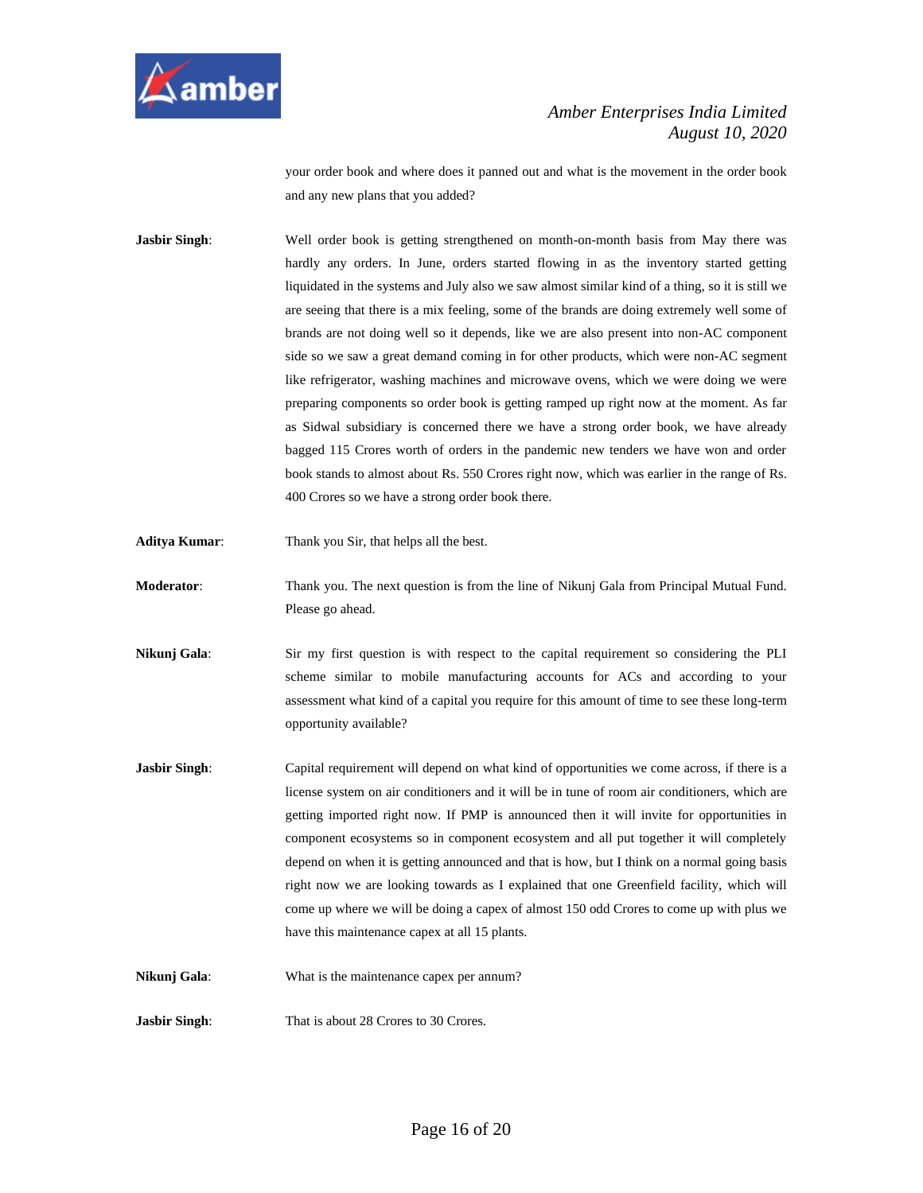your order book and where does it panned out and what is the movement in the order book and any new plans that you added?

**Jasbir Singh**: Well order book is getting strengthened on month-on-month basis from May there was hardly any orders. In June, orders started flowing in as the inventory started getting liquidated in the systems and July also we saw almost similar kind of a thing, so it is still we are seeing that there is a mix feeling, some of the brands are doing extremely well some of brands are not doing well so it depends, like we are also present into non-AC component side so we saw a great demand coming in for other products, which were non-AC segment like refrigerator, washing machines and microwave ovens, which we were doing we were preparing components so order book is getting ramped up right now at the moment. As far as Sidwal subsidiary is concerned there we have a strong order book, we have already bagged 115 Crores worth of orders in the pandemic new tenders we have won and order book stands to almost about Rs. 550 Crores right now, which was earlier in the range of Rs. 400 Crores so we have a strong order book there.

**Aditya Kumar**: Thank you Sir, that helps all the best.

**Moderator**: Thank you. The next question is from the line of Nikunj Gala from Principal Mutual Fund. Please go ahead.

**Nikunj Gala**: Sir my first question is with respect to the capital requirement so considering the PLI scheme similar to mobile manufacturing accounts for ACs and according to your assessment what kind of a capital you require for this amount of time to see these long-term opportunity available?

**Jasbir Singh**: Capital requirement will depend on what kind of opportunities we come across, if there is a license system on air conditioners and it will be in tune of room air conditioners, which are getting imported right now. If PMP is announced then it will invite for opportunities in component ecosystems so in component ecosystem and all put together it will completely depend on when it is getting announced and that is how, but I think on a normal going basis right now we are looking towards as I explained that one Greenfield facility, which will come up where we will be doing a capex of almost 150 odd Crores to come up with plus we have this maintenance capex at all 15 plants.

**Nikunj Gala**: What is the maintenance capex per annum?

**Jasbir Singh**: That is about 28 Crores to 30 Crores.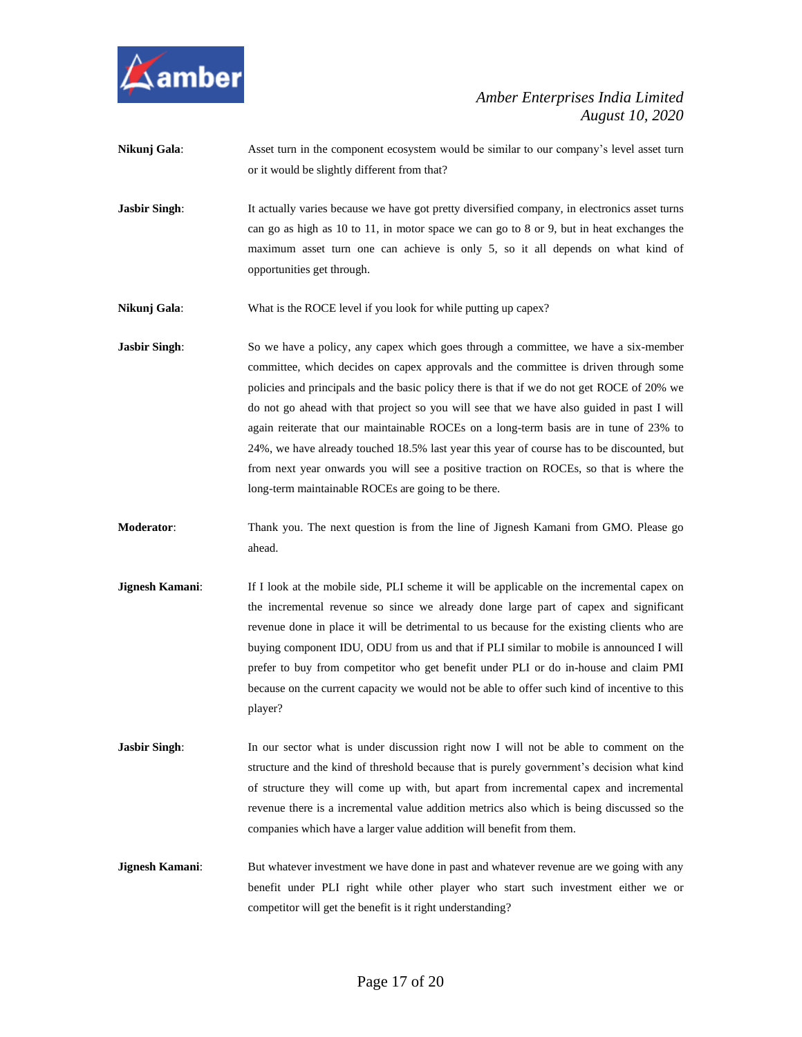**Nikunj Gala**: Asset turn in the component ecosystem would be similar to our company's level asset turn or it would be slightly different from that?

**Jasbir Singh**: It actually varies because we have got pretty diversified company, in electronics asset turns can go as high as 10 to 11, in motor space we can go to 8 or 9, but in heat exchanges the maximum asset turn one can achieve is only 5, so it all depends on what kind of opportunities get through.

**Nikunj Gala**: What is the ROCE level if you look for while putting up capex?

**Jasbir Singh**: So we have a policy, any capex which goes through a committee, we have a six-member committee, which decides on capex approvals and the committee is driven through some policies and principals and the basic policy there is that if we do not get ROCE of 20% we do not go ahead with that project so you will see that we have also guided in past I will again reiterate that our maintainable ROCEs on a long-term basis are in tune of 23% to 24%, we have already touched 18.5% last year this year of course has to be discounted, but from next year onwards you will see a positive traction on ROCEs, so that is where the long-term maintainable ROCEs are going to be there.

**Moderator**: Thank you. The next question is from the line of Jignesh Kamani from GMO. Please go ahead.

**Jignesh Kamani**: If I look at the mobile side, PLI scheme it will be applicable on the incremental capex on the incremental revenue so since we already done large part of capex and significant revenue done in place it will be detrimental to us because for the existing clients who are buying component IDU, ODU from us and that if PLI similar to mobile is announced I will prefer to buy from competitor who get benefit under PLI or do in-house and claim PMI because on the current capacity we would not be able to offer such kind of incentive to this player?

**Jasbir Singh**: In our sector what is under discussion right now I will not be able to comment on the structure and the kind of threshold because that is purely government's decision what kind of structure they will come up with, but apart from incremental capex and incremental revenue there is a incremental value addition metrics also which is being discussed so the companies which have a larger value addition will benefit from them.

**Jignesh Kamani**: But whatever investment we have done in past and whatever revenue are we going with any benefit under PLI right while other player who start such investment either we or competitor will get the benefit is it right understanding?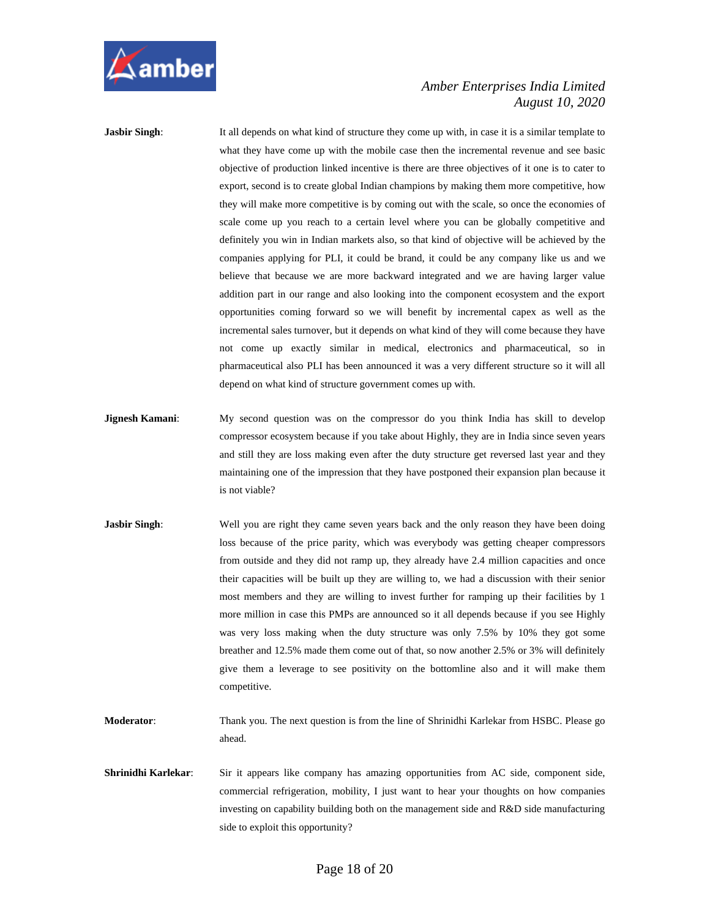**Jasbir Singh**: It all depends on what kind of structure they come up with, in case it is a similar template to what they have come up with the mobile case then the incremental revenue and see basic objective of production linked incentive is there are three objectives of it one is to cater to export, second is to create global Indian champions by making them more competitive, how they will make more competitive is by coming out with the scale, so once the economies of scale come up you reach to a certain level where you can be globally competitive and definitely you win in Indian markets also, so that kind of objective will be achieved by the companies applying for PLI, it could be brand, it could be any company like us and we believe that because we are more backward integrated and we are having larger value addition part in our range and also looking into the component ecosystem and the export opportunities coming forward so we will benefit by incremental capex as well as the incremental sales turnover, but it depends on what kind of they will come because they have not come up exactly similar in medical, electronics and pharmaceutical, so in pharmaceutical also PLI has been announced it was a very different structure so it will all depend on what kind of structure government comes up with.

**Jignesh Kamani**: My second question was on the compressor do you think India has skill to develop compressor ecosystem because if you take about Highly, they are in India since seven years and still they are loss making even after the duty structure get reversed last year and they maintaining one of the impression that they have postponed their expansion plan because it is not viable?

**Jasbir Singh**: Well you are right they came seven years back and the only reason they have been doing loss because of the price parity, which was everybody was getting cheaper compressors from outside and they did not ramp up, they already have 2.4 million capacities and once their capacities will be built up they are willing to, we had a discussion with their senior most members and they are willing to invest further for ramping up their facilities by 1 more million in case this PMPs are announced so it all depends because if you see Highly was very loss making when the duty structure was only 7.5% by 10% they got some breather and 12.5% made them come out of that, so now another 2.5% or 3% will definitely give them a leverage to see positivity on the bottomline also and it will make them competitive.

**Moderator**: Thank you. The next question is from the line of Shrinidhi Karlekar from HSBC. Please go ahead.

**Shrinidhi Karlekar**: Sir it appears like company has amazing opportunities from AC side, component side, commercial refrigeration, mobility, I just want to hear your thoughts on how companies investing on capability building both on the management side and R&D side manufacturing side to exploit this opportunity?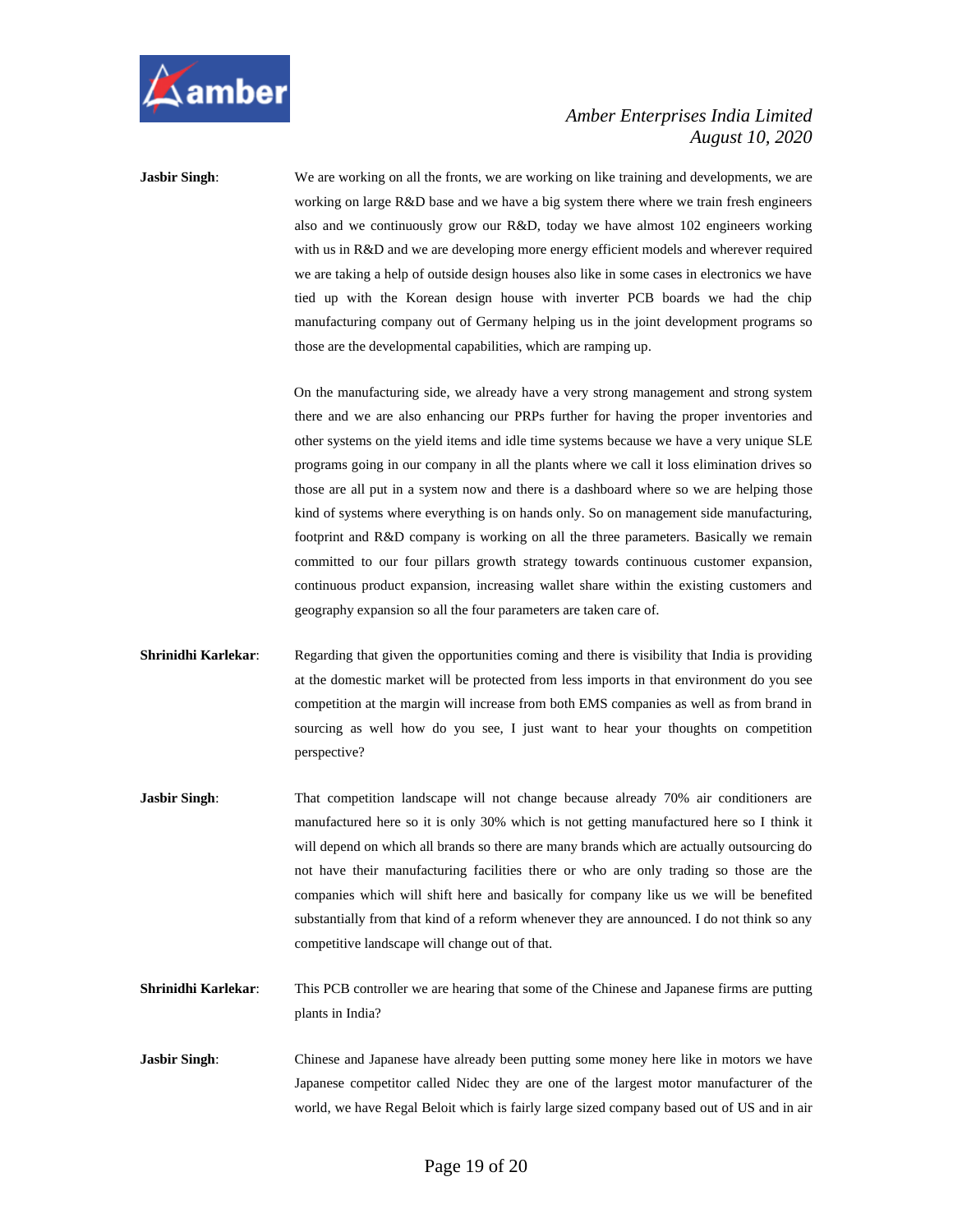**Jasbir Singh**: We are working on all the fronts, we are working on like training and developments, we are working on large R&D base and we have a big system there where we train fresh engineers also and we continuously grow our R&D, today we have almost 102 engineers working with us in R&D and we are developing more energy efficient models and wherever required we are taking a help of outside design houses also like in some cases in electronics we have tied up with the Korean design house with inverter PCB boards we had the chip manufacturing company out of Germany helping us in the joint development programs so those are the developmental capabilities, which are ramping up.

On the manufacturing side, we already have a very strong management and strong system there and we are also enhancing our PRPs further for having the proper inventories and other systems on the yield items and idle time systems because we have a very unique SLE programs going in our company in all the plants where we call it loss elimination drives so those are all put in a system now and there is a dashboard where so we are helping those kind of systems where everything is on hands only. So on management side manufacturing, footprint and R&D company is working on all the three parameters. Basically we remain committed to our four pillars growth strategy towards continuous customer expansion, continuous product expansion, increasing wallet share within the existing customers and geography expansion so all the four parameters are taken care of.

**Shrinidhi Karlekar**: Regarding that given the opportunities coming and there is visibility that India is providing at the domestic market will be protected from less imports in that environment do you see competition at the margin will increase from both EMS companies as well as from brand in sourcing as well how do you see, I just want to hear your thoughts on competition perspective?

**Jasbir Singh**: That competition landscape will not change because already 70% air conditioners are manufactured here so it is only 30% which is not getting manufactured here so I think it will depend on which all brands so there are many brands which are actually outsourcing do not have their manufacturing facilities there or who are only trading so those are the companies which will shift here and basically for company like us we will be benefited substantially from that kind of a reform whenever they are announced. I do not think so any competitive landscape will change out of that.

**Shrinidhi Karlekar**: This PCB controller we are hearing that some of the Chinese and Japanese firms are putting plants in India?

**Jasbir Singh**: Chinese and Japanese have already been putting some money here like in motors we have Japanese competitor called Nidec they are one of the largest motor manufacturer of the world, we have Regal Beloit which is fairly large sized company based out of US and in air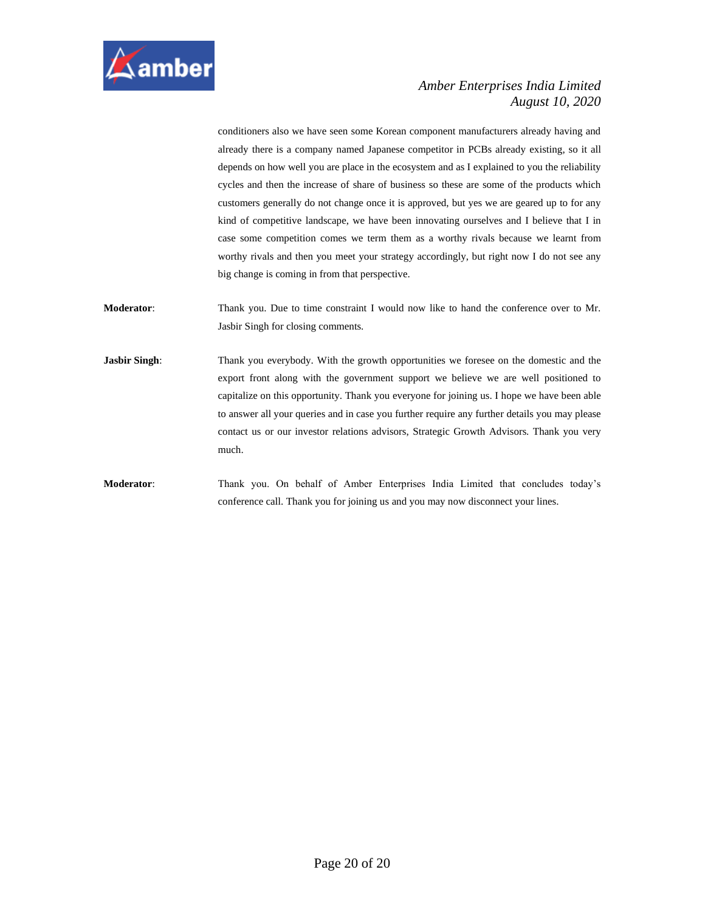conditioners also we have seen some Korean component manufacturers already having and already there is a company named Japanese competitor in PCBs already existing, so it all depends on how well you are place in the ecosystem and as I explained to you the reliability cycles and then the increase of share of business so these are some of the products which customers generally do not change once it is approved, but yes we are geared up to for any kind of competitive landscape, we have been innovating ourselves and I believe that I in case some competition comes we term them as a worthy rivals because we learnt from worthy rivals and then you meet your strategy accordingly, but right now I do not see any big change is coming in from that perspective.

**Moderator**: Thank you. Due to time constraint I would now like to hand the conference over to Mr. Jasbir Singh for closing comments.

**Jasbir Singh**: Thank you everybody. With the growth opportunities we foresee on the domestic and the export front along with the government support we believe we are well positioned to capitalize on this opportunity. Thank you everyone for joining us. I hope we have been able to answer all your queries and in case you further require any further details you may please contact us or our investor relations advisors, Strategic Growth Advisors. Thank you very much.

**Moderator**: Thank you. On behalf of Amber Enterprises India Limited that concludes today's conference call. Thank you for joining us and you may now disconnect your lines.